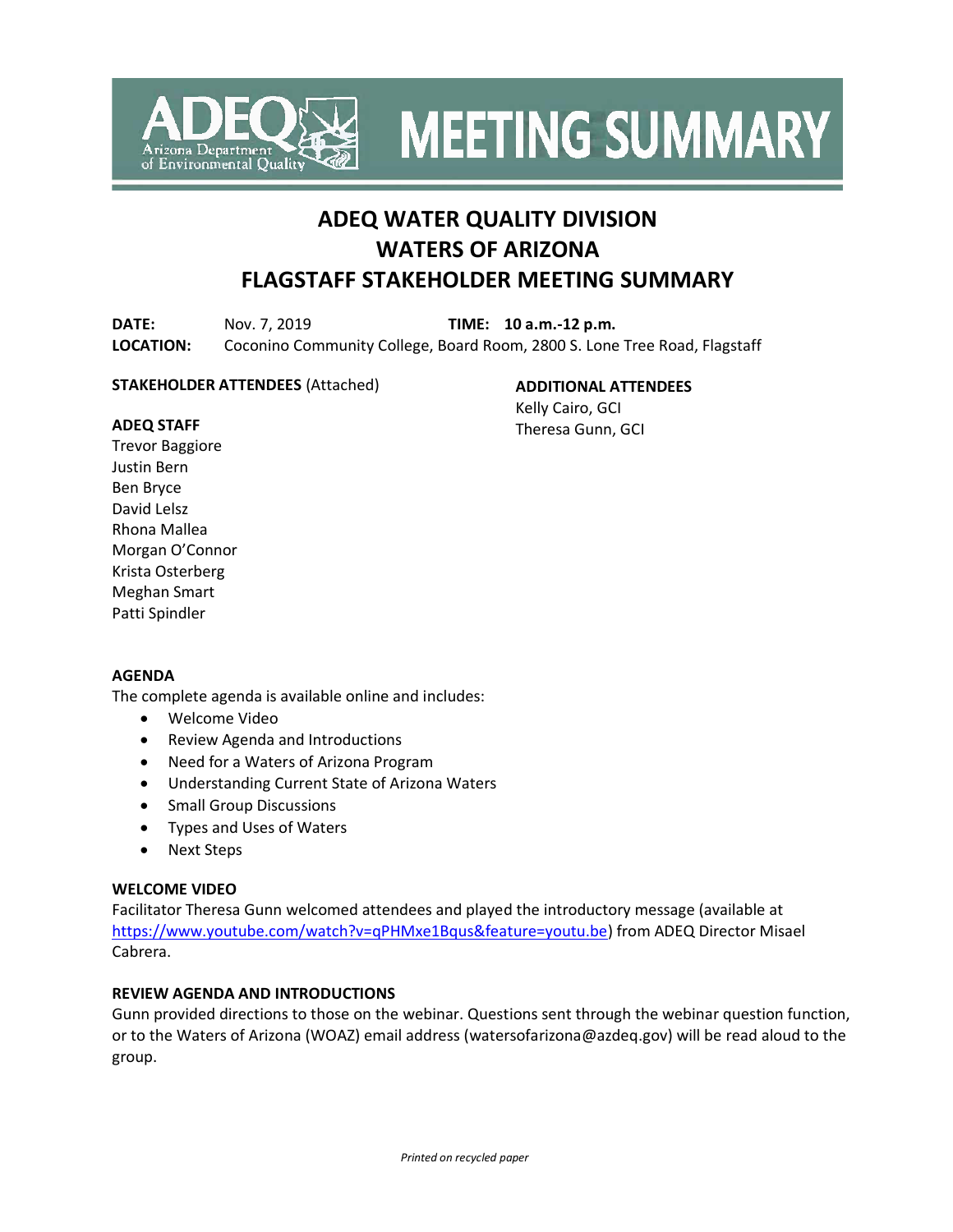# MEETING SUMMARY

## ADEQ WATER QUALITY DIVISION
## WATERS OF ARIZONA
## FLAGSTAFF STAKEHOLDER MEETING SUMMARY

**DATE:** Nov. 7, 2019 **TIME:** **10 a.m.-12 p.m.**
**LOCATION:** Coconino Community College, Board Room, 2800 S. Lone Tree Road, Flagstaff

**STAKEHOLDER ATTENDEES** (Attached)

**ADEQ STAFF**
Trevor Baggiore
Justin Bern
Ben Bryce
David Lelsz
Rhona Mallea
Morgan O'Connor
Krista Osterberg
Meghan Smart
Patti Spindler

**ADDITIONAL ATTENDEES**
Kelly Cairo, GCI
Theresa Gunn, GCI

**AGENDA**
The complete agenda is available online and includes:

- Welcome Video
- Review Agenda and Introductions
- Need for a Waters of Arizona Program
- Understanding Current State of Arizona Waters
- Small Group Discussions
- Types and Uses of Waters
- Next Steps

**WELCOME VIDEO**
Facilitator Theresa Gunn welcomed attendees and played the introductory message (available at https://www.youtube.com/watch?v=qPHMxe1Bqus&feature=youtu.be) from ADEQ Director Misael Cabrera.

**REVIEW AGENDA AND INTRODUCTIONS**
Gunn provided directions to those on the webinar. Questions sent through the webinar question function, or to the Waters of Arizona (WOAZ) email address (watersofarizona@azdeq.gov) will be read aloud to the group.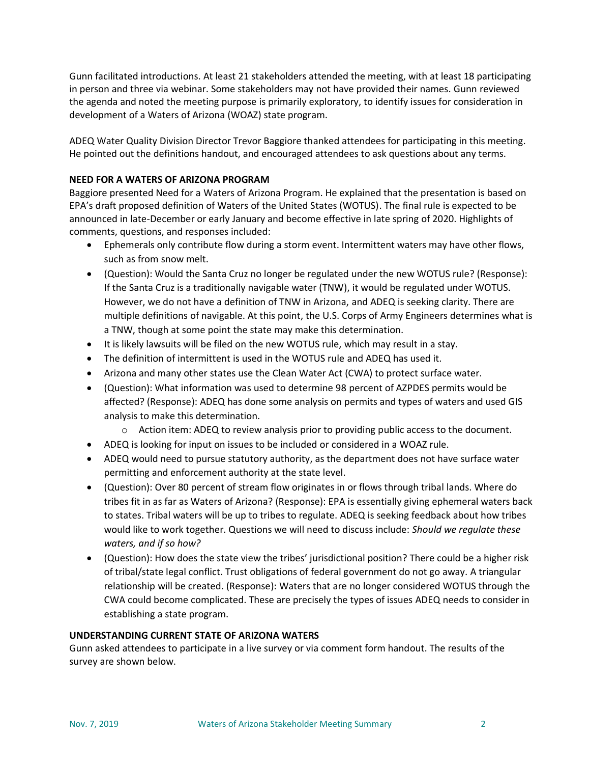Gunn facilitated introductions. At least 21 stakeholders attended the meeting, with at least 18 participating in person and three via webinar. Some stakeholders may not have provided their names. Gunn reviewed the agenda and noted the meeting purpose is primarily exploratory, to identify issues for consideration in development of a Waters of Arizona (WOAZ) state program.

ADEQ Water Quality Division Director Trevor Baggiore thanked attendees for participating in this meeting. He pointed out the definitions handout, and encouraged attendees to ask questions about any terms.

**NEED FOR A WATERS OF ARIZONA PROGRAM**

Baggiore presented Need for a Waters of Arizona Program. He explained that the presentation is based on EPA's draft proposed definition of Waters of the United States (WOTUS). The final rule is expected to be announced in late-December or early January and become effective in late spring of 2020. Highlights of comments, questions, and responses included:

- Ephemerals only contribute flow during a storm event. Intermittent waters may have other flows, such as from snow melt.
- (Question): Would the Santa Cruz no longer be regulated under the new WOTUS rule? (Response): If the Santa Cruz is a traditionally navigable water (TNW), it would be regulated under WOTUS. However, we do not have a definition of TNW in Arizona, and ADEQ is seeking clarity. There are multiple definitions of navigable. At this point, the U.S. Corps of Army Engineers determines what is a TNW, though at some point the state may make this determination.
- It is likely lawsuits will be filed on the new WOTUS rule, which may result in a stay.
- The definition of intermittent is used in the WOTUS rule and ADEQ has used it.
- Arizona and many other states use the Clean Water Act (CWA) to protect surface water.
- (Question): What information was used to determine 98 percent of AZPDES permits would be affected? (Response): ADEQ has done some analysis on permits and types of waters and used GIS analysis to make this determination.
  - Action item: ADEQ to review analysis prior to providing public access to the document.
- ADEQ is looking for input on issues to be included or considered in a WOAZ rule.
- ADEQ would need to pursue statutory authority, as the department does not have surface water permitting and enforcement authority at the state level.
- (Question): Over 80 percent of stream flow originates in or flows through tribal lands. Where do tribes fit in as far as Waters of Arizona? (Response): EPA is essentially giving ephemeral waters back to states. Tribal waters will be up to tribes to regulate. ADEQ is seeking feedback about how tribes would like to work together. Questions we will need to discuss include: *Should we regulate these waters, and if so how?*
- (Question): How does the state view the tribes' jurisdictional position? There could be a higher risk of tribal/state legal conflict. Trust obligations of federal government do not go away. A triangular relationship will be created. (Response): Waters that are no longer considered WOTUS through the CWA could become complicated. These are precisely the types of issues ADEQ needs to consider in establishing a state program.

**UNDERSTANDING CURRENT STATE OF ARIZONA WATERS**

Gunn asked attendees to participate in a live survey or via comment form handout. The results of the survey are shown below.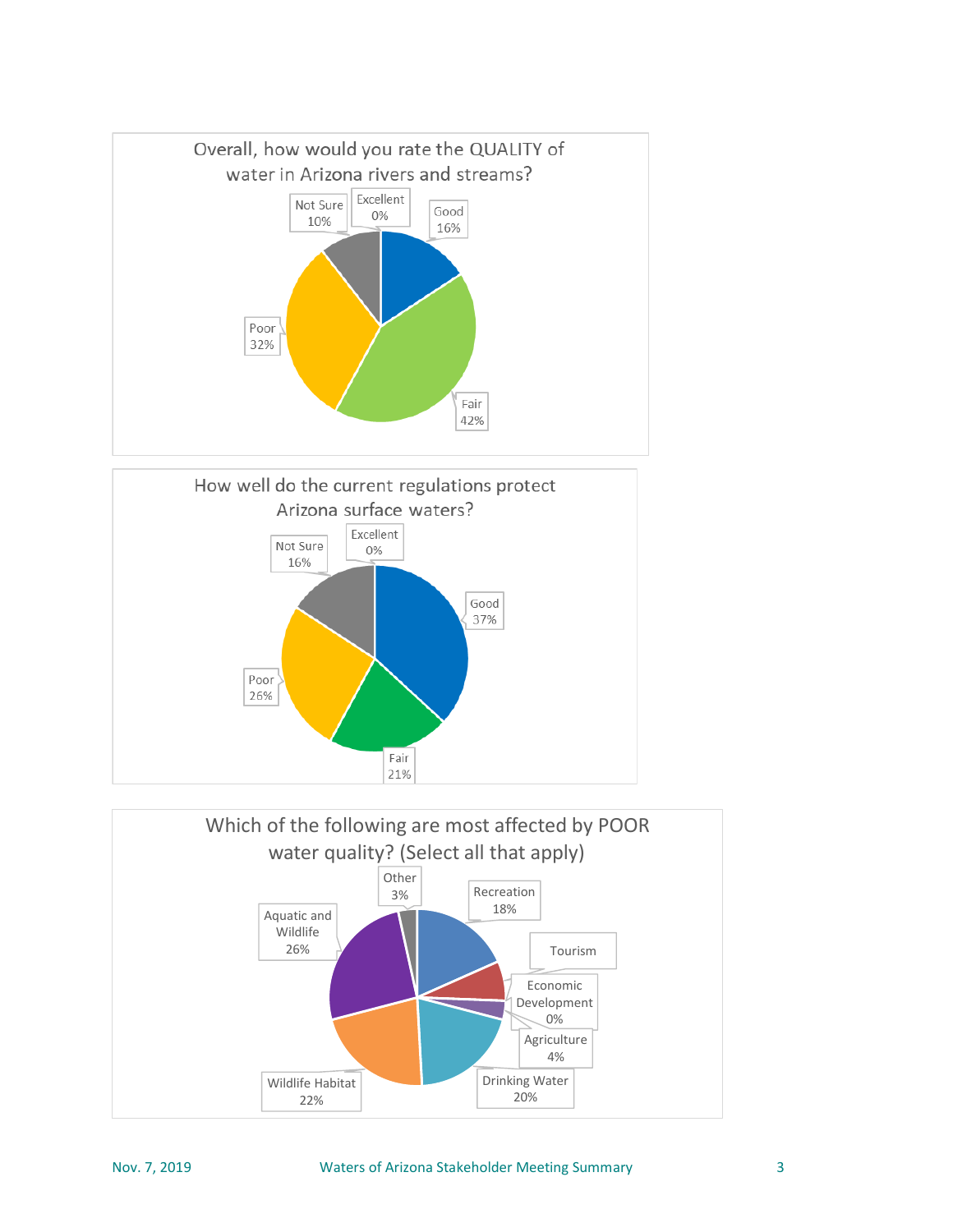**Overall, how would you rate the QUALITY of water in Arizona rivers and streams?**

| Rating | Percent |
|---|---|
| Excellent | 0% |
| Good | 16% |
| Fair | 42% |
| Poor | 32% |
| Not Sure | 10% |

**How well do the current regulations protect Arizona surface waters?**

| Rating | Percent |
|---|---|
| Excellent | 0% |
| Good | 37% |
| Fair | 21% |
| Poor | 26% |
| Not Sure | 16% |

**Which of the following are most affected by POOR water quality? (Select all that apply)**

| Category | Percent |
|---|---|
| Recreation | 18% |
| Tourism | |
| Economic Development | 0% |
| Agriculture | 4% |
| Drinking Water | 20% |
| Wildlife Habitat | 22% |
| Aquatic and Wildlife | 26% |
| Other | 3% |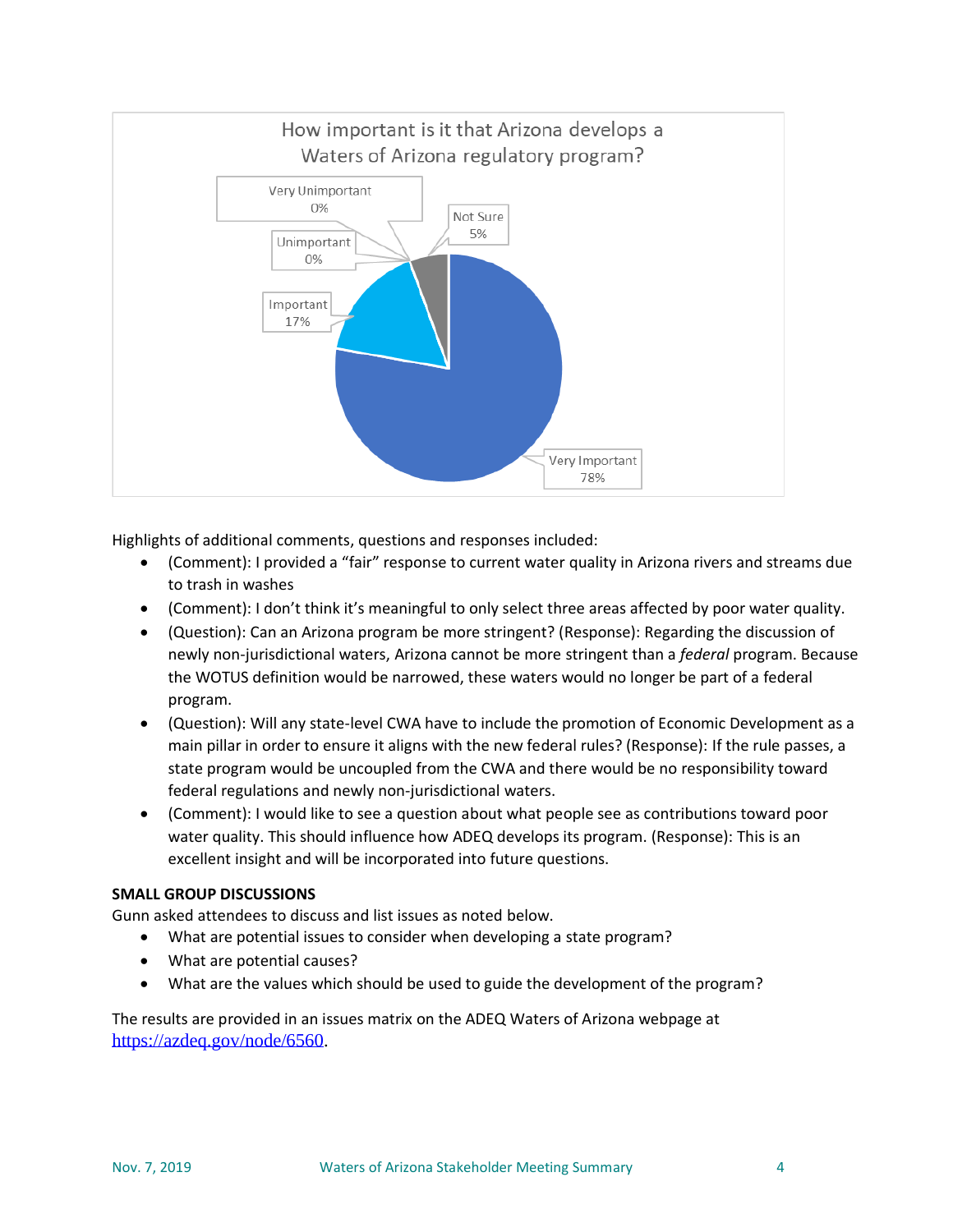How important is it that Arizona develops a Waters of Arizona regulatory program?

| Response | Percent |
| --- | --- |
| Very Unimportant | 0% |
| Unimportant | 0% |
| Not Sure | 5% |
| Important | 17% |
| Very Important | 78% |

Highlights of additional comments, questions and responses included:

- (Comment): I provided a "fair" response to current water quality in Arizona rivers and streams due to trash in washes
- (Comment): I don't think it's meaningful to only select three areas affected by poor water quality.
- (Question): Can an Arizona program be more stringent? (Response): Regarding the discussion of newly non-jurisdictional waters, Arizona cannot be more stringent than a *federal* program. Because the WOTUS definition would be narrowed, these waters would no longer be part of a federal program.
- (Question): Will any state-level CWA have to include the promotion of Economic Development as a main pillar in order to ensure it aligns with the new federal rules? (Response): If the rule passes, a state program would be uncoupled from the CWA and there would be no responsibility toward federal regulations and newly non-jurisdictional waters.
- (Comment): I would like to see a question about what people see as contributions toward poor water quality. This should influence how ADEQ develops its program. (Response): This is an excellent insight and will be incorporated into future questions.

**SMALL GROUP DISCUSSIONS**

Gunn asked attendees to discuss and list issues as noted below.

- What are potential issues to consider when developing a state program?
- What are potential causes?
- What are the values which should be used to guide the development of the program?

The results are provided in an issues matrix on the ADEQ Waters of Arizona webpage at https://azdeq.gov/node/6560.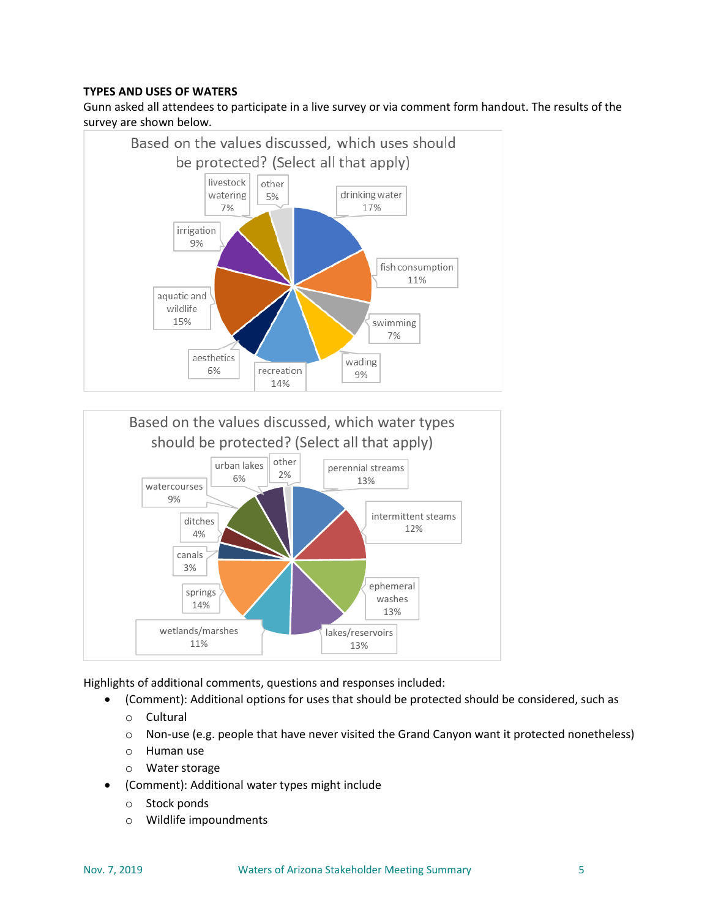**TYPES AND USES OF WATERS**

Gunn asked all attendees to participate in a live survey or via comment form handout. The results of the survey are shown below.

**Based on the values discussed, which uses should be protected? (Select all that apply)**

| Use | Percentage |
|---|---|
| drinking water | 17% |
| fish consumption | 11% |
| swimming | 7% |
| wading | 9% |
| recreation | 14% |
| aesthetics | 6% |
| aquatic and wildlife | 15% |
| irrigation | 9% |
| livestock watering | 7% |
| other | 5% |

**Based on the values discussed, which water types should be protected? (Select all that apply)**

| Water type | Percentage |
|---|---|
| perennial streams | 13% |
| intermittent steams | 12% |
| ephemeral washes | 13% |
| lakes/reservoirs | 13% |
| wetlands/marshes | 11% |
| springs | 14% |
| canals | 3% |
| ditches | 4% |
| watercourses | 9% |
| urban lakes | 6% |
| other | 2% |

Highlights of additional comments, questions and responses included:

- (Comment): Additional options for uses that should be protected should be considered, such as
  - Cultural
  - Non-use (e.g. people that have never visited the Grand Canyon want it protected nonetheless)
  - Human use
  - Water storage
- (Comment): Additional water types might include
  - Stock ponds
  - Wildlife impoundments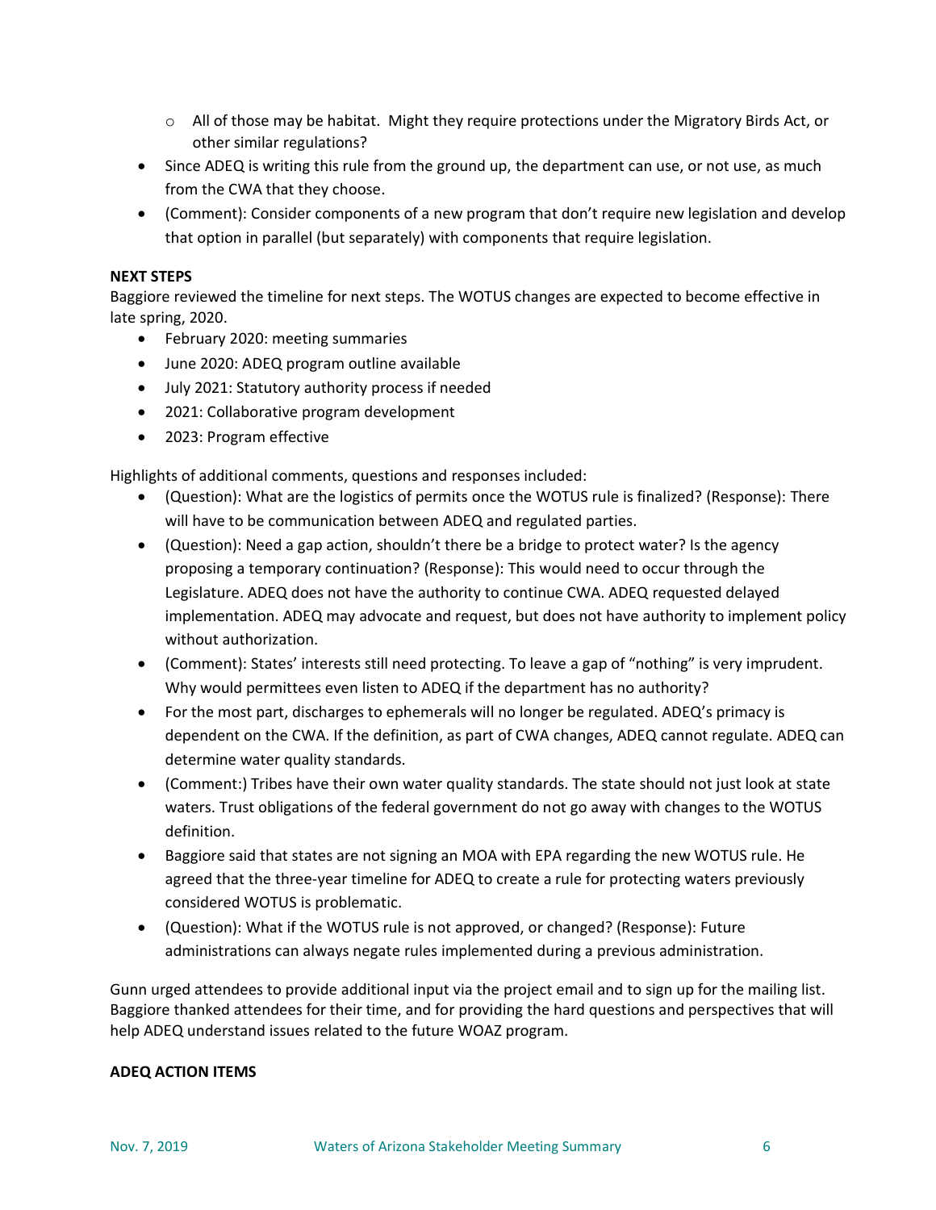- All of those may be habitat. Might they require protections under the Migratory Birds Act, or other similar regulations?
- Since ADEQ is writing this rule from the ground up, the department can use, or not use, as much from the CWA that they choose.
- (Comment): Consider components of a new program that don't require new legislation and develop that option in parallel (but separately) with components that require legislation.

**NEXT STEPS**

Baggiore reviewed the timeline for next steps. The WOTUS changes are expected to become effective in late spring, 2020.

- February 2020: meeting summaries
- June 2020: ADEQ program outline available
- July 2021: Statutory authority process if needed
- 2021: Collaborative program development
- 2023: Program effective

Highlights of additional comments, questions and responses included:

- (Question): What are the logistics of permits once the WOTUS rule is finalized? (Response): There will have to be communication between ADEQ and regulated parties.
- (Question): Need a gap action, shouldn't there be a bridge to protect water? Is the agency proposing a temporary continuation? (Response): This would need to occur through the Legislature. ADEQ does not have the authority to continue CWA. ADEQ requested delayed implementation. ADEQ may advocate and request, but does not have authority to implement policy without authorization.
- (Comment): States' interests still need protecting. To leave a gap of "nothing" is very imprudent. Why would permittees even listen to ADEQ if the department has no authority?
- For the most part, discharges to ephemerals will no longer be regulated. ADEQ's primacy is dependent on the CWA. If the definition, as part of CWA changes, ADEQ cannot regulate. ADEQ can determine water quality standards.
- (Comment:) Tribes have their own water quality standards. The state should not just look at state waters. Trust obligations of the federal government do not go away with changes to the WOTUS definition.
- Baggiore said that states are not signing an MOA with EPA regarding the new WOTUS rule. He agreed that the three-year timeline for ADEQ to create a rule for protecting waters previously considered WOTUS is problematic.
- (Question): What if the WOTUS rule is not approved, or changed? (Response): Future administrations can always negate rules implemented during a previous administration.

Gunn urged attendees to provide additional input via the project email and to sign up for the mailing list. Baggiore thanked attendees for their time, and for providing the hard questions and perspectives that will help ADEQ understand issues related to the future WOAZ program.

**ADEQ ACTION ITEMS**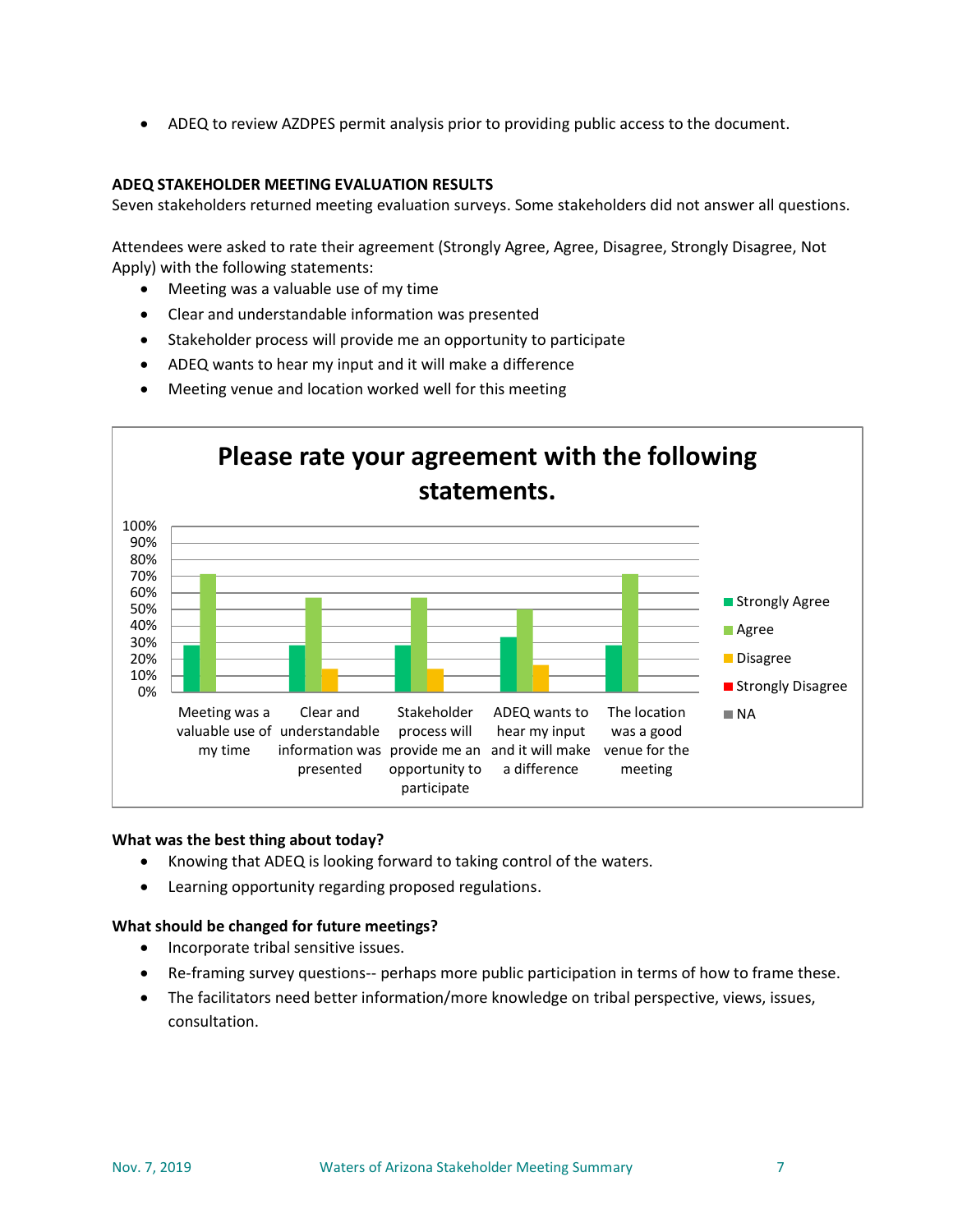- ADEQ to review AZDPES permit analysis prior to providing public access to the document.

**ADEQ STAKEHOLDER MEETING EVALUATION RESULTS**

Seven stakeholders returned meeting evaluation surveys. Some stakeholders did not answer all questions.

Attendees were asked to rate their agreement (Strongly Agree, Agree, Disagree, Strongly Disagree, Not Apply) with the following statements:

- Meeting was a valuable use of my time
- Clear and understandable information was presented
- Stakeholder process will provide me an opportunity to participate
- ADEQ wants to hear my input and it will make a difference
- Meeting venue and location worked well for this meeting

**Please rate your agreement with the following statements.**

| Statement | Strongly Agree | Agree | Disagree | Strongly Disagree | NA |
|---|---|---|---|---|---|
| Meeting was a valuable use of my time | ~29% | ~71% | 0% | 0% | 0% |
| Clear and understandable information was presented | ~29% | ~57% | ~14% | 0% | 0% |
| Stakeholder process will provide me an opportunity to participate | ~29% | ~57% | ~14% | 0% | 0% |
| ADEQ wants to hear my input and it will make a difference | ~33% | ~50% | ~17% | 0% | 0% |
| The location was a good venue for the meeting | ~29% | ~71% | 0% | 0% | 0% |

**What was the best thing about today?**

- Knowing that ADEQ is looking forward to taking control of the waters.
- Learning opportunity regarding proposed regulations.

**What should be changed for future meetings?**

- Incorporate tribal sensitive issues.
- Re-framing survey questions-- perhaps more public participation in terms of how to frame these.
- The facilitators need better information/more knowledge on tribal perspective, views, issues, consultation.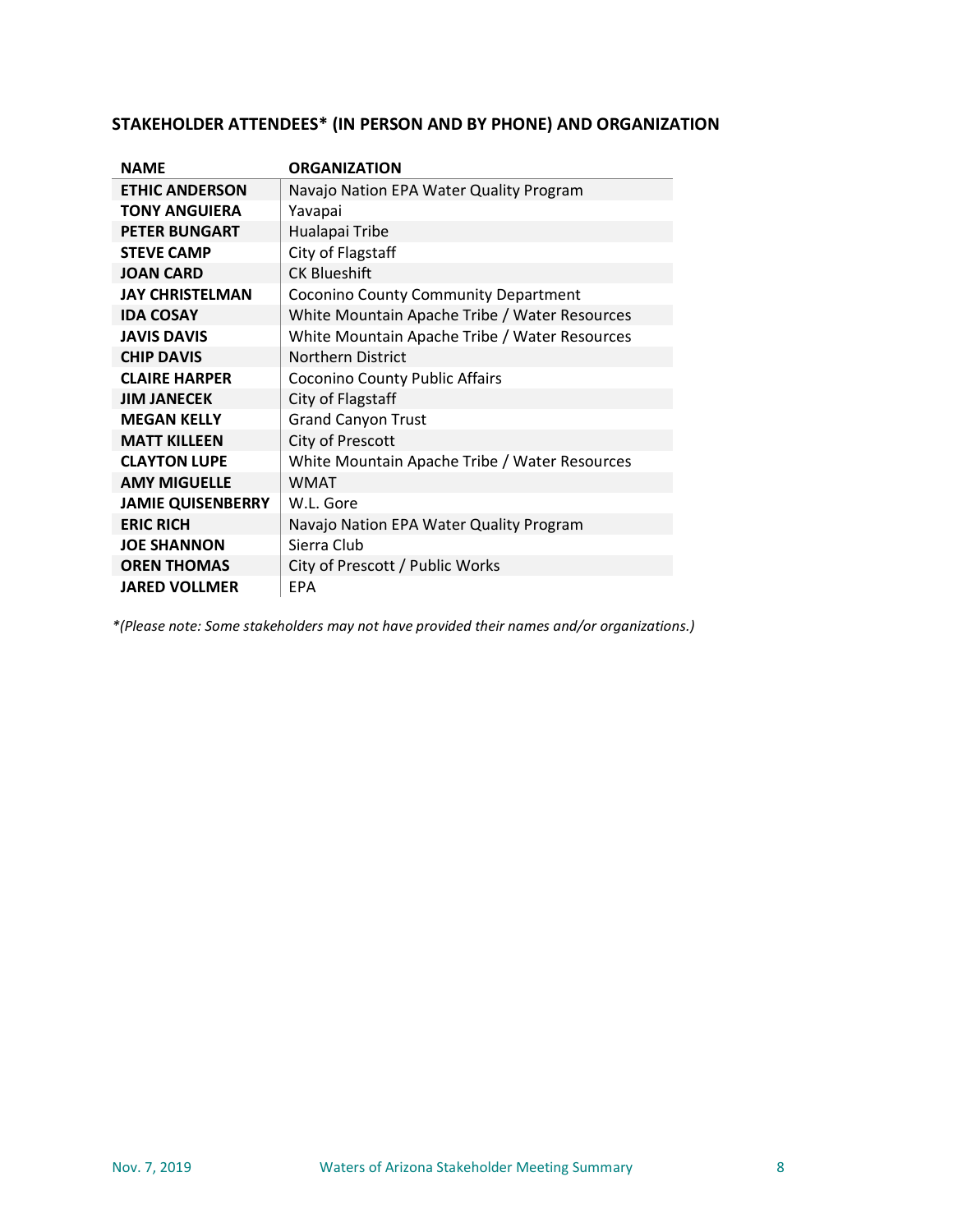## STAKEHOLDER ATTENDEES* (IN PERSON AND BY PHONE) AND ORGANIZATION

| NAME | ORGANIZATION |
|---|---|
| **ETHIC ANDERSON** | Navajo Nation EPA Water Quality Program |
| **TONY ANGUIERA** | Yavapai |
| **PETER BUNGART** | Hualapai Tribe |
| **STEVE CAMP** | City of Flagstaff |
| **JOAN CARD** | CK Blueshift |
| **JAY CHRISTELMAN** | Coconino County Community Department |
| **IDA COSAY** | White Mountain Apache Tribe / Water Resources |
| **JAVIS DAVIS** | White Mountain Apache Tribe / Water Resources |
| **CHIP DAVIS** | Northern District |
| **CLAIRE HARPER** | Coconino County Public Affairs |
| **JIM JANECEK** | City of Flagstaff |
| **MEGAN KELLY** | Grand Canyon Trust |
| **MATT KILLEEN** | City of Prescott |
| **CLAYTON LUPE** | White Mountain Apache Tribe / Water Resources |
| **AMY MIGUELLE** | WMAT |
| **JAMIE QUISENBERRY** | W.L. Gore |
| **ERIC RICH** | Navajo Nation EPA Water Quality Program |
| **JOE SHANNON** | Sierra Club |
| **OREN THOMAS** | City of Prescott / Public Works |
| **JARED VOLLMER** | EPA |

*\*(Please note: Some stakeholders may not have provided their names and/or organizations.)*